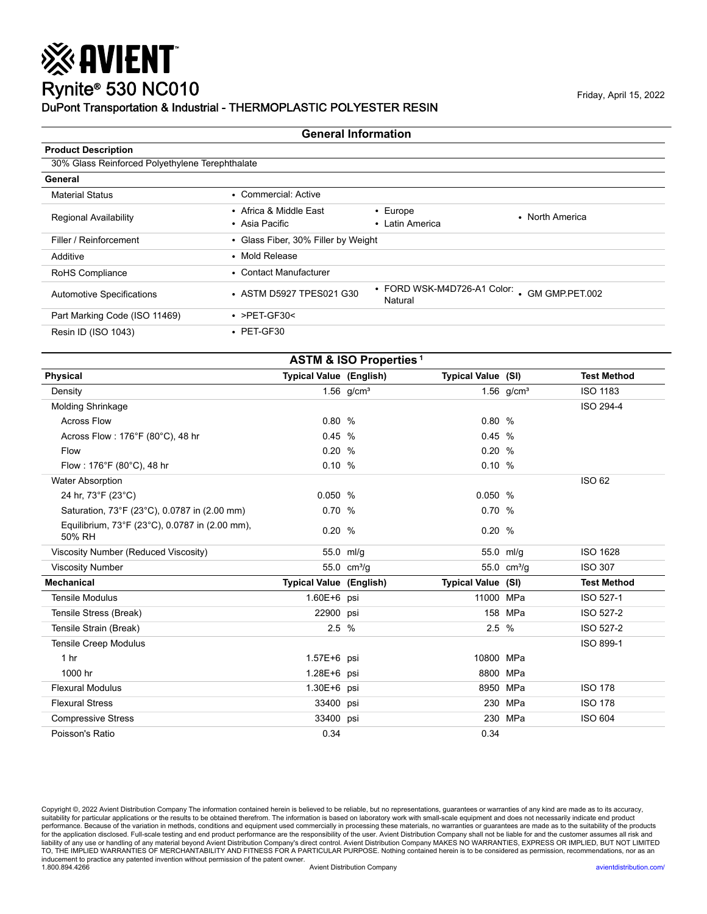# AVIENT

# Rynite® 530 NC010

Friday, April 15, 2022

DuPont Transportation & Industrial - THERMOPLASTIC POLYESTER RESIN

## General Information

**Product Description**

30% Glass Reinforced Polyethylene Terephthalate

| General | | | |
|---|---|---|---|
| Material Status | • Commercial: Active | | |
| Regional Availability | • Africa & Middle East<br>• Asia Pacific | • Europe<br>• Latin America | • North America |
| Filler / Reinforcement | • Glass Fiber, 30% Filler by Weight | | |
| Additive | • Mold Release | | |
| RoHS Compliance | • Contact Manufacturer | | |
| Automotive Specifications | • ASTM D5927 TPES021 G30 | • FORD WSK-M4D726-A1 Color: Natural | • GM GMP.PET.002 |
| Part Marking Code (ISO 11469) | • >PET-GF30< | | |
| Resin ID (ISO 1043) | • PET-GF30 | | |

## ASTM & ISO Properties [1]

| Physical | Typical Value (English) | Typical Value (SI) | Test Method |
|---|---|---|---|
| Density | 1.56 g/cm³ | 1.56 g/cm³ | ISO 1183 |
| Molding Shrinkage | | | ISO 294-4 |
| Across Flow | 0.80 % | 0.80 % | |
| Across Flow : 176°F (80°C), 48 hr | 0.45 % | 0.45 % | |
| Flow | 0.20 % | 0.20 % | |
| Flow : 176°F (80°C), 48 hr | 0.10 % | 0.10 % | |
| Water Absorption | | | ISO 62 |
| 24 hr, 73°F (23°C) | 0.050 % | 0.050 % | |
| Saturation, 73°F (23°C), 0.0787 in (2.00 mm) | 0.70 % | 0.70 % | |
| Equilibrium, 73°F (23°C), 0.0787 in (2.00 mm), 50% RH | 0.20 % | 0.20 % | |
| Viscosity Number (Reduced Viscosity) | 55.0 ml/g | 55.0 ml/g | ISO 1628 |
| Viscosity Number | 55.0 cm³/g | 55.0 cm³/g | ISO 307 |

| Mechanical | Typical Value (English) | Typical Value (SI) | Test Method |
|---|---|---|---|
| Tensile Modulus | 1.60E+6 psi | 11000 MPa | ISO 527-1 |
| Tensile Stress (Break) | 22900 psi | 158 MPa | ISO 527-2 |
| Tensile Strain (Break) | 2.5 % | 2.5 % | ISO 527-2 |
| Tensile Creep Modulus | | | ISO 899-1 |
| 1 hr | 1.57E+6 psi | 10800 MPa | |
| 1000 hr | 1.28E+6 psi | 8800 MPa | |
| Flexural Modulus | 1.30E+6 psi | 8950 MPa | ISO 178 |
| Flexural Stress | 33400 psi | 230 MPa | ISO 178 |
| Compressive Stress | 33400 psi | 230 MPa | ISO 604 |
| Poisson's Ratio | 0.34 | 0.34 | |

Copyright ©, 2022 Avient Distribution Company The information contained herein is believed to be reliable, but no representations, guarantees or warranties of any kind are made as to its accuracy, suitability for particular applications or the results to be obtained therefrom. The information is based on laboratory work with small-scale equipment and does not necessarily indicate end product performance. Because of the variation in methods, conditions and equipment used commercially in processing these materials, no warranties or guarantees are made as to the suitability of the products for the application disclosed. Full-scale testing and end product performance are the responsibility of the user. Avient Distribution Company shall not be liable for and the customer assumes all risk and liability of any use or handling of any material beyond Avient Distribution Company's direct control. Avient Distribution Company MAKES NO WARRANTIES, EXPRESS OR IMPLIED, BUT NOT LIMITED TO, THE IMPLIED WARRANTIES OF MERCHANTABILITY AND FITNESS FOR A PARTICULAR PURPOSE. Nothing contained herein is to be considered as permission, recommendations, nor as an inducement to practice any patented invention without permission of the patent owner.

1.800.894.4266 Avient Distribution Company avientdistribution.com/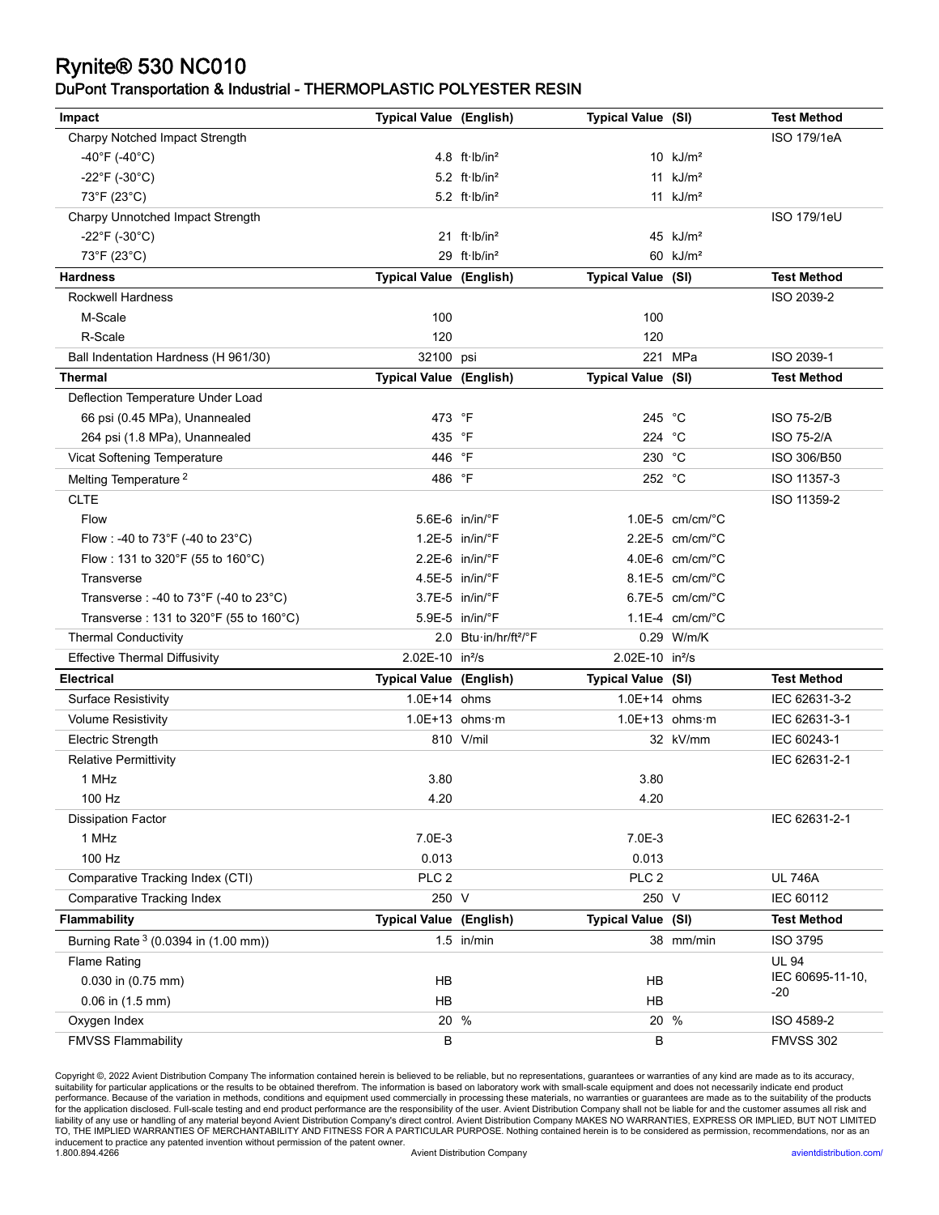# Rynite® 530 NC010

## DuPont Transportation & Industrial - THERMOPLASTIC POLYESTER RESIN

| Impact | Typical Value (English) | | Typical Value (SI) | | Test Method |
|---|---|---|---|---|---|
| Charpy Notched Impact Strength | | | | | ISO 179/1eA |
| -40°F (-40°C) | 4.8 | ft·lb/in² | 10 | kJ/m² | |
| -22°F (-30°C) | 5.2 | ft·lb/in² | 11 | kJ/m² | |
| 73°F (23°C) | 5.2 | ft·lb/in² | 11 | kJ/m² | |
| Charpy Unnotched Impact Strength | | | | | ISO 179/1eU |
| -22°F (-30°C) | 21 | ft·lb/in² | 45 | kJ/m² | |
| 73°F (23°C) | 29 | ft·lb/in² | 60 | kJ/m² | |

| Hardness | Typical Value (English) | | Typical Value (SI) | | Test Method |
|---|---|---|---|---|---|
| Rockwell Hardness | | | | | ISO 2039-2 |
| M-Scale | 100 | | 100 | | |
| R-Scale | 120 | | 120 | | |
| Ball Indentation Hardness (H 961/30) | 32100 | psi | 221 | MPa | ISO 2039-1 |

| Thermal | Typical Value (English) | | Typical Value (SI) | | Test Method |
|---|---|---|---|---|---|
| Deflection Temperature Under Load | | | | | |
| 66 psi (0.45 MPa), Unannealed | 473 | °F | 245 | °C | ISO 75-2/B |
| 264 psi (1.8 MPa), Unannealed | 435 | °F | 224 | °C | ISO 75-2/A |
| Vicat Softening Temperature | 446 | °F | 230 | °C | ISO 306/B50 |
| Melting Temperature [2] | 486 | °F | 252 | °C | ISO 11357-3 |
| CLTE | | | | | ISO 11359-2 |
| Flow | 5.6E-6 | in/in/°F | 1.0E-5 | cm/cm/°C | |
| Flow : -40 to 73°F (-40 to 23°C) | 1.2E-5 | in/in/°F | 2.2E-5 | cm/cm/°C | |
| Flow : 131 to 320°F (55 to 160°C) | 2.2E-6 | in/in/°F | 4.0E-6 | cm/cm/°C | |
| Transverse | 4.5E-5 | in/in/°F | 8.1E-5 | cm/cm/°C | |
| Transverse : -40 to 73°F (-40 to 23°C) | 3.7E-5 | in/in/°F | 6.7E-5 | cm/cm/°C | |
| Transverse : 131 to 320°F (55 to 160°C) | 5.9E-5 | in/in/°F | 1.1E-4 | cm/cm/°C | |
| Thermal Conductivity | 2.0 | Btu·in/hr/ft²/°F | 0.29 | W/m/K | |
| Effective Thermal Diffusivity | 2.02E-10 | in²/s | 2.02E-10 | in²/s | |

| Electrical | Typical Value (English) | | Typical Value (SI) | | Test Method |
|---|---|---|---|---|---|
| Surface Resistivity | 1.0E+14 | ohms | 1.0E+14 | ohms | IEC 62631-3-2 |
| Volume Resistivity | 1.0E+13 | ohms·m | 1.0E+13 | ohms·m | IEC 62631-3-1 |
| Electric Strength | 810 | V/mil | 32 | kV/mm | IEC 60243-1 |
| Relative Permittivity | | | | | IEC 62631-2-1 |
| 1 MHz | 3.80 | | 3.80 | | |
| 100 Hz | 4.20 | | 4.20 | | |
| Dissipation Factor | | | | | IEC 62631-2-1 |
| 1 MHz | 7.0E-3 | | 7.0E-3 | | |
| 100 Hz | 0.013 | | 0.013 | | |
| Comparative Tracking Index (CTI) | PLC 2 | | PLC 2 | | UL 746A |
| Comparative Tracking Index | 250 | V | 250 | V | IEC 60112 |

| Flammability | Typical Value (English) | | Typical Value (SI) | | Test Method |
|---|---|---|---|---|---|
| Burning Rate [3] (0.0394 in (1.00 mm)) | 1.5 | in/min | 38 | mm/min | ISO 3795 |
| Flame Rating | | | | | UL 94 |
| 0.030 in (0.75 mm) | HB | | HB | | IEC 60695-11-10, -20 |
| 0.06 in (1.5 mm) | HB | | HB | | |
| Oxygen Index | 20 | % | 20 | % | ISO 4589-2 |
| FMVSS Flammability | B | | B | | FMVSS 302 |

Copyright ©, 2022 Avient Distribution Company The information contained herein is believed to be reliable, but no representations, guarantees or warranties of any kind are made as to its accuracy, suitability for particular applications or the results to be obtained therefrom. The information is based on laboratory work with small-scale equipment and does not necessarily indicate end product performance. Because of the variation in methods, conditions and equipment used commercially in processing these materials, no warranties or guarantees are made as to the suitability of the products for the application disclosed. Full-scale testing and end product performance are the responsibility of the user. Avient Distribution Company shall not be liable for and the customer assumes all risk and liability of any use or handling of any material beyond Avient Distribution Company's direct control. Avient Distribution Company MAKES NO WARRANTIES, EXPRESS OR IMPLIED, BUT NOT LIMITED TO, THE IMPLIED WARRANTIES OF MERCHANTABILITY AND FITNESS FOR A PARTICULAR PURPOSE. Nothing contained herein is to be considered as permission, recommendations, nor as an inducement to practice any patented invention without permission of the patent owner.

1.800.894.4266 | Avient Distribution Company | avientdistribution.com/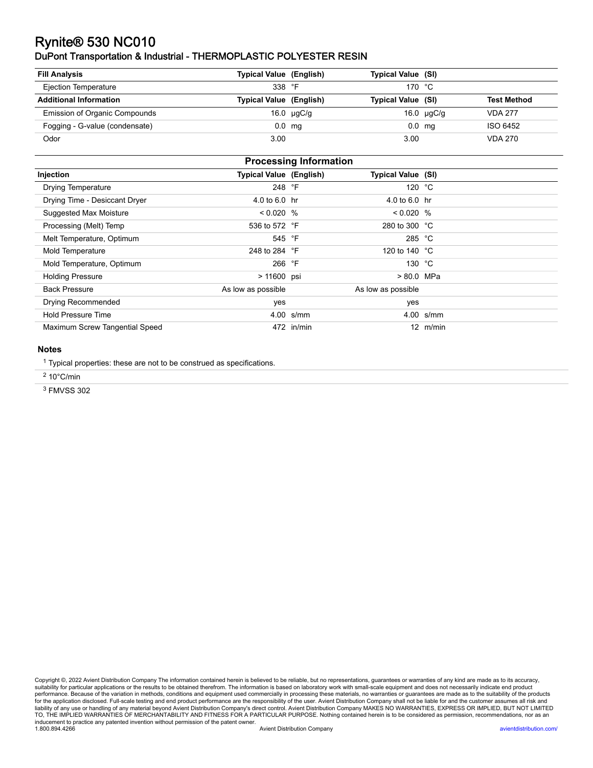# Rynite® 530 NC010

## DuPont Transportation & Industrial - THERMOPLASTIC POLYESTER RESIN

| Fill Analysis | Typical Value (English) | Typical Value (SI) | |
|---|---|---|---|
| Ejection Temperature | 338 °F | 170 °C | |
| **Additional Information** | **Typical Value (English)** | **Typical Value (SI)** | **Test Method** |
| Emission of Organic Compounds | 16.0 µgC/g | 16.0 µgC/g | VDA 277 |
| Fogging - G-value (condensate) | 0.0 mg | 0.0 mg | ISO 6452 |
| Odor | 3.00 | 3.00 | VDA 270 |

## Processing Information

| Injection | Typical Value (English) | Typical Value (SI) |
|---|---|---|
| Drying Temperature | 248 °F | 120 °C |
| Drying Time - Desiccant Dryer | 4.0 to 6.0 hr | 4.0 to 6.0 hr |
| Suggested Max Moisture | < 0.020 % | < 0.020 % |
| Processing (Melt) Temp | 536 to 572 °F | 280 to 300 °C |
| Melt Temperature, Optimum | 545 °F | 285 °C |
| Mold Temperature | 248 to 284 °F | 120 to 140 °C |
| Mold Temperature, Optimum | 266 °F | 130 °C |
| Holding Pressure | > 11600 psi | > 80.0 MPa |
| Back Pressure | As low as possible | As low as possible |
| Drying Recommended | yes | yes |
| Hold Pressure Time | 4.00 s/mm | 4.00 s/mm |
| Maximum Screw Tangential Speed | 472 in/min | 12 m/min |

### Notes

[1] Typical properties: these are not to be construed as specifications.

[2] 10°C/min

[3] FMVSS 302

Copyright ©, 2022 Avient Distribution Company The information contained herein is believed to be reliable, but no representations, guarantees or warranties of any kind are made as to its accuracy, suitability for particular applications or the results to be obtained therefrom. The information is based on laboratory work with small-scale equipment and does not necessarily indicate end product performance. Because of the variation in methods, conditions and equipment used commercially in processing these materials, no warranties or guarantees are made as to the suitability of the products for the application disclosed. Full-scale testing and end product performance are the responsibility of the user. Avient Distribution Company shall not be liable for and the customer assumes all risk and liability of any use or handling of any material beyond Avient Distribution Company's direct control. Avient Distribution Company MAKES NO WARRANTIES, EXPRESS OR IMPLIED, BUT NOT LIMITED TO, THE IMPLIED WARRANTIES OF MERCHANTABILITY AND FITNESS FOR A PARTICULAR PURPOSE. Nothing contained herein is to be considered as permission, recommendations, nor as an inducement to practice any patented invention without permission of the patent owner.

1.800.894.4266 Avient Distribution Company avientdistribution.com/